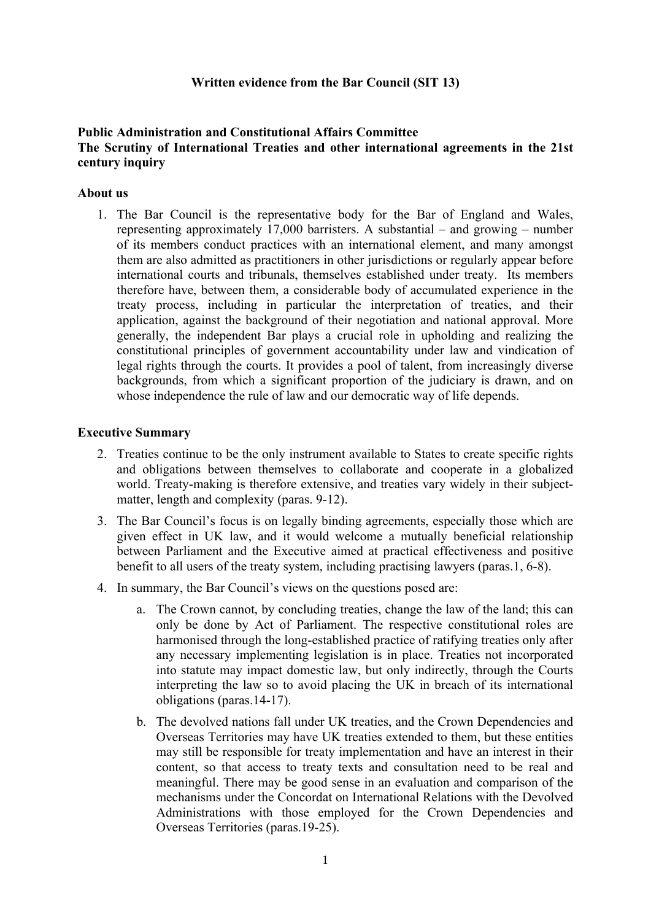**Written evidence from the Bar Council (SIT 13)**

**Public Administration and Constitutional Affairs Committee**
**The Scrutiny of International Treaties and other international agreements in the 21st century inquiry**

**About us**

1. The Bar Council is the representative body for the Bar of England and Wales, representing approximately 17,000 barristers. A substantial – and growing – number of its members conduct practices with an international element, and many amongst them are also admitted as practitioners in other jurisdictions or regularly appear before international courts and tribunals, themselves established under treaty. Its members therefore have, between them, a considerable body of accumulated experience in the treaty process, including in particular the interpretation of treaties, and their application, against the background of their negotiation and national approval. More generally, the independent Bar plays a crucial role in upholding and realizing the constitutional principles of government accountability under law and vindication of legal rights through the courts. It provides a pool of talent, from increasingly diverse backgrounds, from which a significant proportion of the judiciary is drawn, and on whose independence the rule of law and our democratic way of life depends.

**Executive Summary**

2. Treaties continue to be the only instrument available to States to create specific rights and obligations between themselves to collaborate and cooperate in a globalized world. Treaty-making is therefore extensive, and treaties vary widely in their subject-matter, length and complexity (paras. 9-12).
3. The Bar Council's focus is on legally binding agreements, especially those which are given effect in UK law, and it would welcome a mutually beneficial relationship between Parliament and the Executive aimed at practical effectiveness and positive benefit to all users of the treaty system, including practising lawyers (paras.1, 6-8).
4. In summary, the Bar Council's views on the questions posed are:
    a. The Crown cannot, by concluding treaties, change the law of the land; this can only be done by Act of Parliament. The respective constitutional roles are harmonised through the long-established practice of ratifying treaties only after any necessary implementing legislation is in place. Treaties not incorporated into statute may impact domestic law, but only indirectly, through the Courts interpreting the law so to avoid placing the UK in breach of its international obligations (paras.14-17).
    b. The devolved nations fall under UK treaties, and the Crown Dependencies and Overseas Territories may have UK treaties extended to them, but these entities may still be responsible for treaty implementation and have an interest in their content, so that access to treaty texts and consultation need to be real and meaningful. There may be good sense in an evaluation and comparison of the mechanisms under the Concordat on International Relations with the Devolved Administrations with those employed for the Crown Dependencies and Overseas Territories (paras.19-25).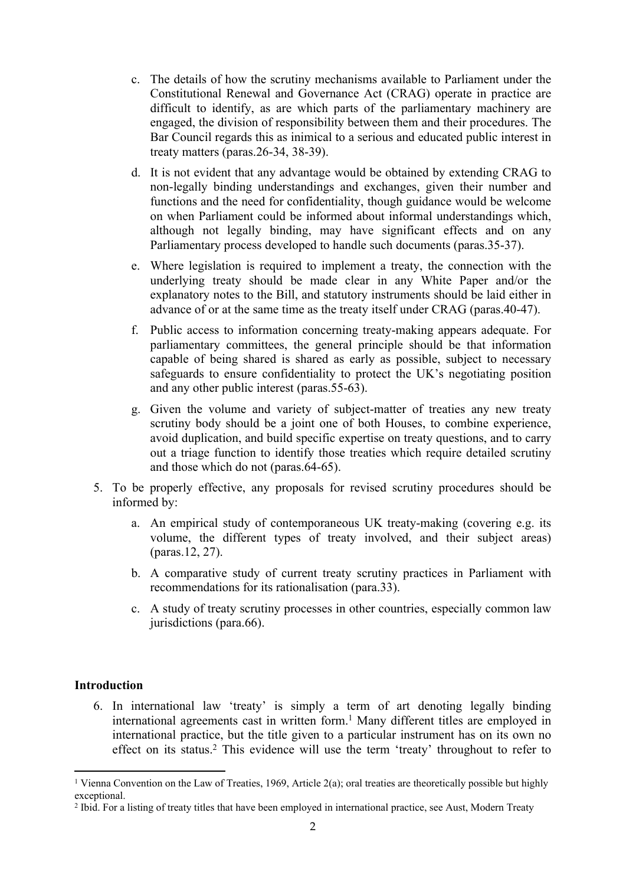c. The details of how the scrutiny mechanisms available to Parliament under the Constitutional Renewal and Governance Act (CRAG) operate in practice are difficult to identify, as are which parts of the parliamentary machinery are engaged, the division of responsibility between them and their procedures. The Bar Council regards this as inimical to a serious and educated public interest in treaty matters (paras.26-34, 38-39).

   d. It is not evident that any advantage would be obtained by extending CRAG to non-legally binding understandings and exchanges, given their number and functions and the need for confidentiality, though guidance would be welcome on when Parliament could be informed about informal understandings which, although not legally binding, may have significant effects and on any Parliamentary process developed to handle such documents (paras.35-37).

   e. Where legislation is required to implement a treaty, the connection with the underlying treaty should be made clear in any White Paper and/or the explanatory notes to the Bill, and statutory instruments should be laid either in advance of or at the same time as the treaty itself under CRAG (paras.40-47).

   f. Public access to information concerning treaty-making appears adequate. For parliamentary committees, the general principle should be that information capable of being shared is shared as early as possible, subject to necessary safeguards to ensure confidentiality to protect the UK's negotiating position and any other public interest (paras.55-63).

   g. Given the volume and variety of subject-matter of treaties any new treaty scrutiny body should be a joint one of both Houses, to combine experience, avoid duplication, and build specific expertise on treaty questions, and to carry out a triage function to identify those treaties which require detailed scrutiny and those which do not (paras.64-65).

5. To be properly effective, any proposals for revised scrutiny procedures should be informed by:

   a. An empirical study of contemporaneous UK treaty-making (covering e.g. its volume, the different types of treaty involved, and their subject areas) (paras.12, 27).

   b. A comparative study of current treaty scrutiny practices in Parliament with recommendations for its rationalisation (para.33).

   c. A study of treaty scrutiny processes in other countries, especially common law jurisdictions (para.66).

**Introduction**

6. In international law 'treaty' is simply a term of art denoting legally binding international agreements cast in written form.[1] Many different titles are employed in international practice, but the title given to a particular instrument has on its own no effect on its status.[2] This evidence will use the term 'treaty' throughout to refer to

[1] Vienna Convention on the Law of Treaties, 1969, Article 2(a); oral treaties are theoretically possible but highly exceptional.

[2] Ibid. For a listing of treaty titles that have been employed in international practice, see Aust, Modern Treaty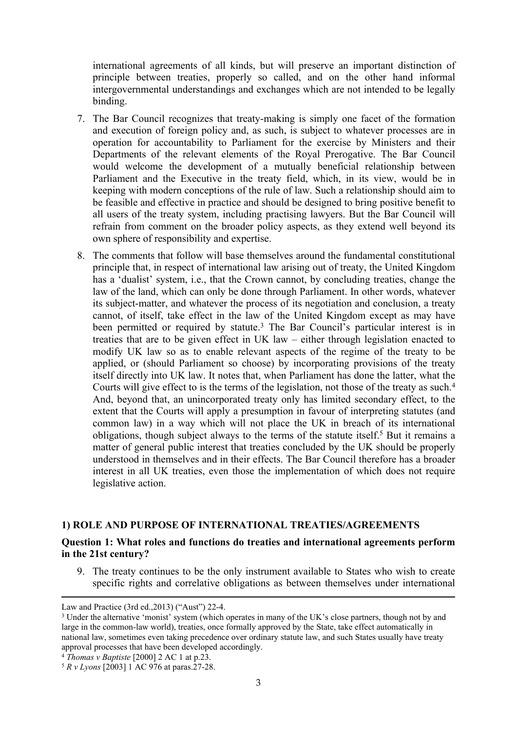international agreements of all kinds, but will preserve an important distinction of principle between treaties, properly so called, and on the other hand informal intergovernmental understandings and exchanges which are not intended to be legally binding.

7. The Bar Council recognizes that treaty-making is simply one facet of the formation and execution of foreign policy and, as such, is subject to whatever processes are in operation for accountability to Parliament for the exercise by Ministers and their Departments of the relevant elements of the Royal Prerogative. The Bar Council would welcome the development of a mutually beneficial relationship between Parliament and the Executive in the treaty field, which, in its view, would be in keeping with modern conceptions of the rule of law. Such a relationship should aim to be feasible and effective in practice and should be designed to bring positive benefit to all users of the treaty system, including practising lawyers. But the Bar Council will refrain from comment on the broader policy aspects, as they extend well beyond its own sphere of responsibility and expertise.

8. The comments that follow will base themselves around the fundamental constitutional principle that, in respect of international law arising out of treaty, the United Kingdom has a 'dualist' system, i.e., that the Crown cannot, by concluding treaties, change the law of the land, which can only be done through Parliament. In other words, whatever its subject-matter, and whatever the process of its negotiation and conclusion, a treaty cannot, of itself, take effect in the law of the United Kingdom except as may have been permitted or required by statute.[3] The Bar Council's particular interest is in treaties that are to be given effect in UK law – either through legislation enacted to modify UK law so as to enable relevant aspects of the regime of the treaty to be applied, or (should Parliament so choose) by incorporating provisions of the treaty itself directly into UK law. It notes that, when Parliament has done the latter, what the Courts will give effect to is the terms of the legislation, not those of the treaty as such.[4] And, beyond that, an unincorporated treaty only has limited secondary effect, to the extent that the Courts will apply a presumption in favour of interpreting statutes (and common law) in a way which will not place the UK in breach of its international obligations, though subject always to the terms of the statute itself.[5] But it remains a matter of general public interest that treaties concluded by the UK should be properly understood in themselves and in their effects. The Bar Council therefore has a broader interest in all UK treaties, even those the implementation of which does not require legislative action.

## 1) ROLE AND PURPOSE OF INTERNATIONAL TREATIES/AGREEMENTS

**Question 1: What roles and functions do treaties and international agreements perform in the 21st century?**

9. The treaty continues to be the only instrument available to States who wish to create specific rights and correlative obligations as between themselves under international

---

Law and Practice (3rd ed.,2013) ("Aust") 22-4.

[3] Under the alternative 'monist' system (which operates in many of the UK's close partners, though not by and large in the common-law world), treaties, once formally approved by the State, take effect automatically in national law, sometimes even taking precedence over ordinary statute law, and such States usually have treaty approval processes that have been developed accordingly.

[4] *Thomas v Baptiste* [2000] 2 AC 1 at p.23.

[5] *R v Lyons* [2003] 1 AC 976 at paras.27-28.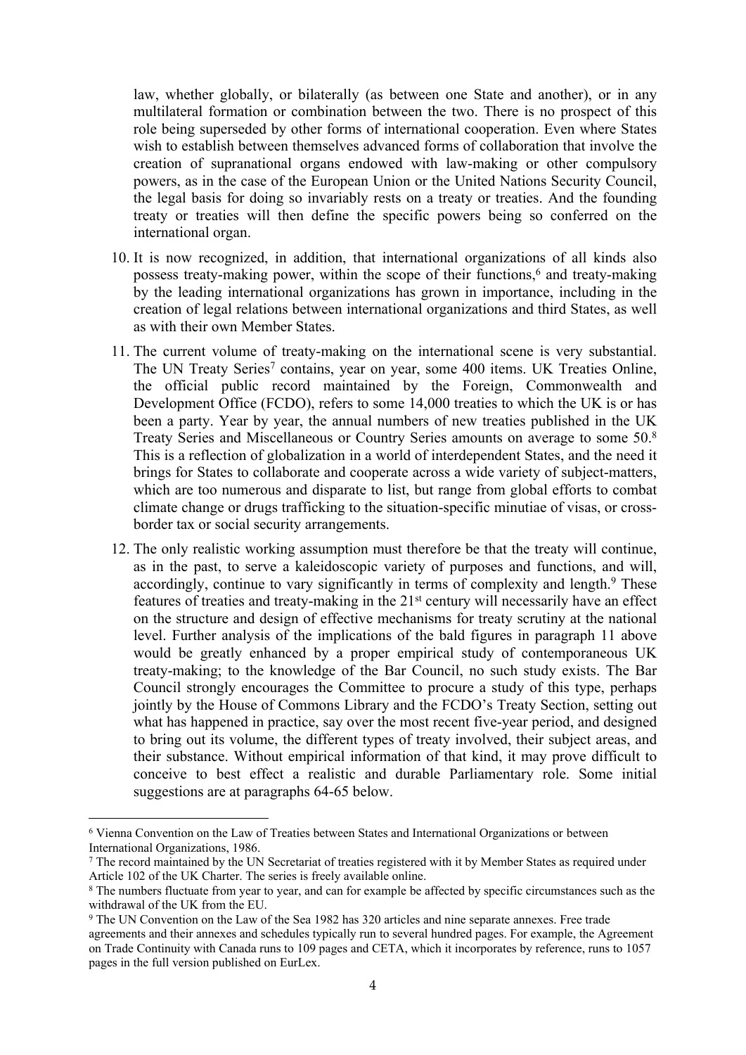law, whether globally, or bilaterally (as between one State and another), or in any multilateral formation or combination between the two. There is no prospect of this role being superseded by other forms of international cooperation. Even where States wish to establish between themselves advanced forms of collaboration that involve the creation of supranational organs endowed with law-making or other compulsory powers, as in the case of the European Union or the United Nations Security Council, the legal basis for doing so invariably rests on a treaty or treaties. And the founding treaty or treaties will then define the specific powers being so conferred on the international organ.

10. It is now recognized, in addition, that international organizations of all kinds also possess treaty-making power, within the scope of their functions,[6] and treaty-making by the leading international organizations has grown in importance, including in the creation of legal relations between international organizations and third States, as well as with their own Member States.

11. The current volume of treaty-making on the international scene is very substantial. The UN Treaty Series[7] contains, year on year, some 400 items. UK Treaties Online, the official public record maintained by the Foreign, Commonwealth and Development Office (FCDO), refers to some 14,000 treaties to which the UK is or has been a party. Year by year, the annual numbers of new treaties published in the UK Treaty Series and Miscellaneous or Country Series amounts on average to some 50.[8] This is a reflection of globalization in a world of interdependent States, and the need it brings for States to collaborate and cooperate across a wide variety of subject-matters, which are too numerous and disparate to list, but range from global efforts to combat climate change or drugs trafficking to the situation-specific minutiae of visas, or cross-border tax or social security arrangements.

12. The only realistic working assumption must therefore be that the treaty will continue, as in the past, to serve a kaleidoscopic variety of purposes and functions, and will, accordingly, continue to vary significantly in terms of complexity and length.[9] These features of treaties and treaty-making in the 21st century will necessarily have an effect on the structure and design of effective mechanisms for treaty scrutiny at the national level. Further analysis of the implications of the bald figures in paragraph 11 above would be greatly enhanced by a proper empirical study of contemporaneous UK treaty-making; to the knowledge of the Bar Council, no such study exists. The Bar Council strongly encourages the Committee to procure a study of this type, perhaps jointly by the House of Commons Library and the FCDO's Treaty Section, setting out what has happened in practice, say over the most recent five-year period, and designed to bring out its volume, the different types of treaty involved, their subject areas, and their substance. Without empirical information of that kind, it may prove difficult to conceive to best effect a realistic and durable Parliamentary role. Some initial suggestions are at paragraphs 64-65 below.

---

[6] Vienna Convention on the Law of Treaties between States and International Organizations or between International Organizations, 1986.

[7] The record maintained by the UN Secretariat of treaties registered with it by Member States as required under Article 102 of the UK Charter. The series is freely available online.

[8] The numbers fluctuate from year to year, and can for example be affected by specific circumstances such as the withdrawal of the UK from the EU.

[9] The UN Convention on the Law of the Sea 1982 has 320 articles and nine separate annexes. Free trade agreements and their annexes and schedules typically run to several hundred pages. For example, the Agreement on Trade Continuity with Canada runs to 109 pages and CETA, which it incorporates by reference, runs to 1057 pages in the full version published on EurLex.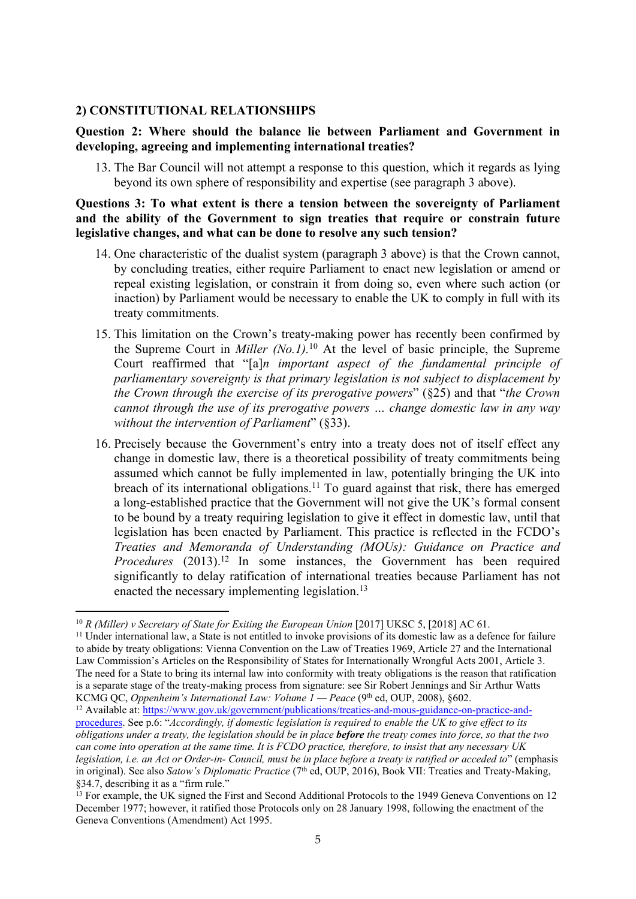### 2) CONSTITUTIONAL RELATIONSHIPS

**Question 2: Where should the balance lie between Parliament and Government in developing, agreeing and implementing international treaties?**

13. The Bar Council will not attempt a response to this question, which it regards as lying beyond its own sphere of responsibility and expertise (see paragraph 3 above).

**Questions 3: To what extent is there a tension between the sovereignty of Parliament and the ability of the Government to sign treaties that require or constrain future legislative changes, and what can be done to resolve any such tension?**

14. One characteristic of the dualist system (paragraph 3 above) is that the Crown cannot, by concluding treaties, either require Parliament to enact new legislation or amend or repeal existing legislation, or constrain it from doing so, even where such action (or inaction) by Parliament would be necessary to enable the UK to comply in full with its treaty commitments.

15. This limitation on the Crown's treaty-making power has recently been confirmed by the Supreme Court in *Miller (No.1).*[10] At the level of basic principle, the Supreme Court reaffirmed that "[a]*n important aspect of the fundamental principle of parliamentary sovereignty is that primary legislation is not subject to displacement by the Crown through the exercise of its prerogative powers*" (§25) and that "*the Crown cannot through the use of its prerogative powers … change domestic law in any way without the intervention of Parliament*" (§33).

16. Precisely because the Government's entry into a treaty does not of itself effect any change in domestic law, there is a theoretical possibility of treaty commitments being assumed which cannot be fully implemented in law, potentially bringing the UK into breach of its international obligations.[11] To guard against that risk, there has emerged a long-established practice that the Government will not give the UK's formal consent to be bound by a treaty requiring legislation to give it effect in domestic law, until that legislation has been enacted by Parliament. This practice is reflected in the FCDO's *Treaties and Memoranda of Understanding (MOUs): Guidance on Practice and Procedures* (2013).[12] In some instances, the Government has been required significantly to delay ratification of international treaties because Parliament has not enacted the necessary implementing legislation.[13]

---

[10] *R (Miller) v Secretary of State for Exiting the European Union* [2017] UKSC 5, [2018] AC 61.

[11] Under international law, a State is not entitled to invoke provisions of its domestic law as a defence for failure to abide by treaty obligations: Vienna Convention on the Law of Treaties 1969, Article 27 and the International Law Commission's Articles on the Responsibility of States for Internationally Wrongful Acts 2001, Article 3. The need for a State to bring its internal law into conformity with treaty obligations is the reason that ratification is a separate stage of the treaty-making process from signature: see Sir Robert Jennings and Sir Arthur Watts KCMG QC, *Oppenheim's International Law: Volume 1 — Peace* (9th ed, OUP, 2008), §602.

[12] Available at: https://www.gov.uk/government/publications/treaties-and-mous-guidance-on-practice-and-procedures. See p.6: "*Accordingly, if domestic legislation is required to enable the UK to give effect to its obligations under a treaty, the legislation should be in place* ***before*** *the treaty comes into force, so that the two can come into operation at the same time. It is FCDO practice, therefore, to insist that any necessary UK legislation, i.e. an Act or Order-in- Council, must be in place before a treaty is ratified or acceded to*" (emphasis in original). See also *Satow's Diplomatic Practice* (7th ed, OUP, 2016), Book VII: Treaties and Treaty-Making, §34.7, describing it as a "firm rule."

[13] For example, the UK signed the First and Second Additional Protocols to the 1949 Geneva Conventions on 12 December 1977; however, it ratified those Protocols only on 28 January 1998, following the enactment of the Geneva Conventions (Amendment) Act 1995.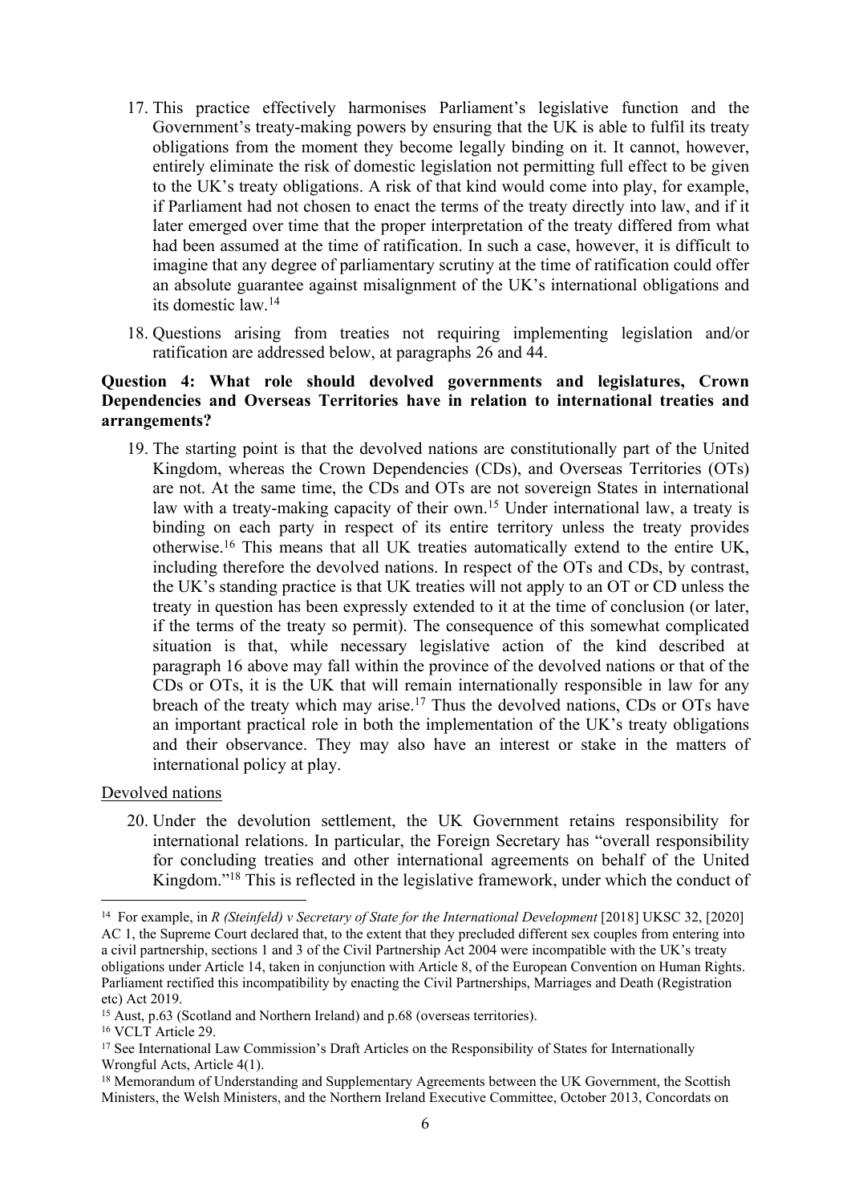17. This practice effectively harmonises Parliament's legislative function and the Government's treaty-making powers by ensuring that the UK is able to fulfil its treaty obligations from the moment they become legally binding on it. It cannot, however, entirely eliminate the risk of domestic legislation not permitting full effect to be given to the UK's treaty obligations. A risk of that kind would come into play, for example, if Parliament had not chosen to enact the terms of the treaty directly into law, and if it later emerged over time that the proper interpretation of the treaty differed from what had been assumed at the time of ratification. In such a case, however, it is difficult to imagine that any degree of parliamentary scrutiny at the time of ratification could offer an absolute guarantee against misalignment of the UK's international obligations and its domestic law.[14]

18. Questions arising from treaties not requiring implementing legislation and/or ratification are addressed below, at paragraphs 26 and 44.

**Question 4: What role should devolved governments and legislatures, Crown Dependencies and Overseas Territories have in relation to international treaties and arrangements?**

19. The starting point is that the devolved nations are constitutionally part of the United Kingdom, whereas the Crown Dependencies (CDs), and Overseas Territories (OTs) are not. At the same time, the CDs and OTs are not sovereign States in international law with a treaty-making capacity of their own.[15] Under international law, a treaty is binding on each party in respect of its entire territory unless the treaty provides otherwise.[16] This means that all UK treaties automatically extend to the entire UK, including therefore the devolved nations. In respect of the OTs and CDs, by contrast, the UK's standing practice is that UK treaties will not apply to an OT or CD unless the treaty in question has been expressly extended to it at the time of conclusion (or later, if the terms of the treaty so permit). The consequence of this somewhat complicated situation is that, while necessary legislative action of the kind described at paragraph 16 above may fall within the province of the devolved nations or that of the CDs or OTs, it is the UK that will remain internationally responsible in law for any breach of the treaty which may arise.[17] Thus the devolved nations, CDs or OTs have an important practical role in both the implementation of the UK's treaty obligations and their observance. They may also have an interest or stake in the matters of international policy at play.

<u>Devolved nations</u>

20. Under the devolution settlement, the UK Government retains responsibility for international relations. In particular, the Foreign Secretary has "overall responsibility for concluding treaties and other international agreements on behalf of the United Kingdom."[18] This is reflected in the legislative framework, under which the conduct of

---

[14] For example, in *R (Steinfeld) v Secretary of State for the International Development* [2018] UKSC 32, [2020] AC 1, the Supreme Court declared that, to the extent that they precluded different sex couples from entering into a civil partnership, sections 1 and 3 of the Civil Partnership Act 2004 were incompatible with the UK's treaty obligations under Article 14, taken in conjunction with Article 8, of the European Convention on Human Rights. Parliament rectified this incompatibility by enacting the Civil Partnerships, Marriages and Death (Registration etc) Act 2019.

[15] Aust, p.63 (Scotland and Northern Ireland) and p.68 (overseas territories).

[16] VCLT Article 29.

[17] See International Law Commission's Draft Articles on the Responsibility of States for Internationally Wrongful Acts, Article 4(1).

[18] Memorandum of Understanding and Supplementary Agreements between the UK Government, the Scottish Ministers, the Welsh Ministers, and the Northern Ireland Executive Committee, October 2013, Concordats on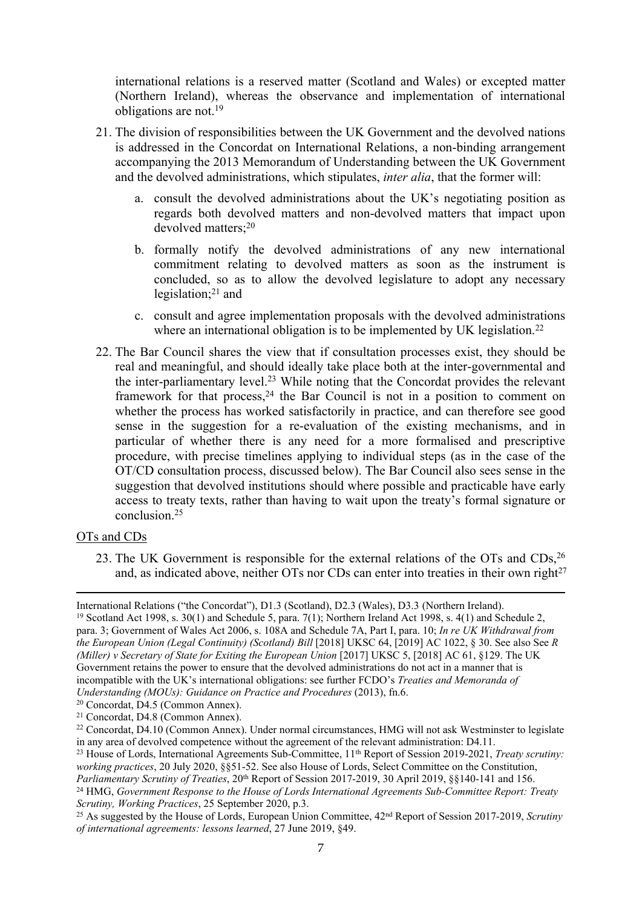international relations is a reserved matter (Scotland and Wales) or excepted matter (Northern Ireland), whereas the observance and implementation of international obligations are not.[19]

21. The division of responsibilities between the UK Government and the devolved nations is addressed in the Concordat on International Relations, a non-binding arrangement accompanying the 2013 Memorandum of Understanding between the UK Government and the devolved administrations, which stipulates, *inter alia*, that the former will:

    a. consult the devolved administrations about the UK's negotiating position as regards both devolved matters and non-devolved matters that impact upon devolved matters;[20]

    b. formally notify the devolved administrations of any new international commitment relating to devolved matters as soon as the instrument is concluded, so as to allow the devolved legislature to adopt any necessary legislation;[21] and

    c. consult and agree implementation proposals with the devolved administrations where an international obligation is to be implemented by UK legislation.[22]

22. The Bar Council shares the view that if consultation processes exist, they should be real and meaningful, and should ideally take place both at the inter-governmental and the inter-parliamentary level.[23] While noting that the Concordat provides the relevant framework for that process,[24] the Bar Council is not in a position to comment on whether the process has worked satisfactorily in practice, and can therefore see good sense in the suggestion for a re-evaluation of the existing mechanisms, and in particular of whether there is any need for a more formalised and prescriptive procedure, with precise timelines applying to individual steps (as in the case of the OT/CD consultation process, discussed below). The Bar Council also sees sense in the suggestion that devolved institutions should where possible and practicable have early access to treaty texts, rather than having to wait upon the treaty's formal signature or conclusion.[25]

<u>OTs and CDs</u>

23. The UK Government is responsible for the external relations of the OTs and CDs,[26] and, as indicated above, neither OTs nor CDs can enter into treaties in their own right[27]

---

International Relations ("the Concordat"), D1.3 (Scotland), D2.3 (Wales), D3.3 (Northern Ireland).

[19] Scotland Act 1998, s. 30(1) and Schedule 5, para. 7(1); Northern Ireland Act 1998, s. 4(1) and Schedule 2, para. 3; Government of Wales Act 2006, s. 108A and Schedule 7A, Part I, para. 10; *In re UK Withdrawal from the European Union (Legal Continuity) (Scotland) Bill* [2018] UKSC 64, [2019] AC 1022, § 30. See also See *R (Miller) v Secretary of State for Exiting the European Union* [2017] UKSC 5, [2018] AC 61, §129. The UK Government retains the power to ensure that the devolved administrations do not act in a manner that is incompatible with the UK's international obligations: see further FCDO's *Treaties and Memoranda of Understanding (MOUs): Guidance on Practice and Procedures* (2013), fn.6.

[20] Concordat, D4.5 (Common Annex).

[21] Concordat, D4.8 (Common Annex).

[22] Concordat, D4.10 (Common Annex). Under normal circumstances, HMG will not ask Westminster to legislate in any area of devolved competence without the agreement of the relevant administration: D4.11.

[23] House of Lords, International Agreements Sub-Committee, 11th Report of Session 2019-2021, *Treaty scrutiny: working practices*, 20 July 2020, §§51-52. See also House of Lords, Select Committee on the Constitution, *Parliamentary Scrutiny of Treaties*, 20th Report of Session 2017-2019, 30 April 2019, §§140-141 and 156.

[24] HMG, *Government Response to the House of Lords International Agreements Sub-Committee Report: Treaty Scrutiny, Working Practices*, 25 September 2020, p.3.

[25] As suggested by the House of Lords, European Union Committee, 42nd Report of Session 2017-2019, *Scrutiny of international agreements: lessons learned*, 27 June 2019, §49.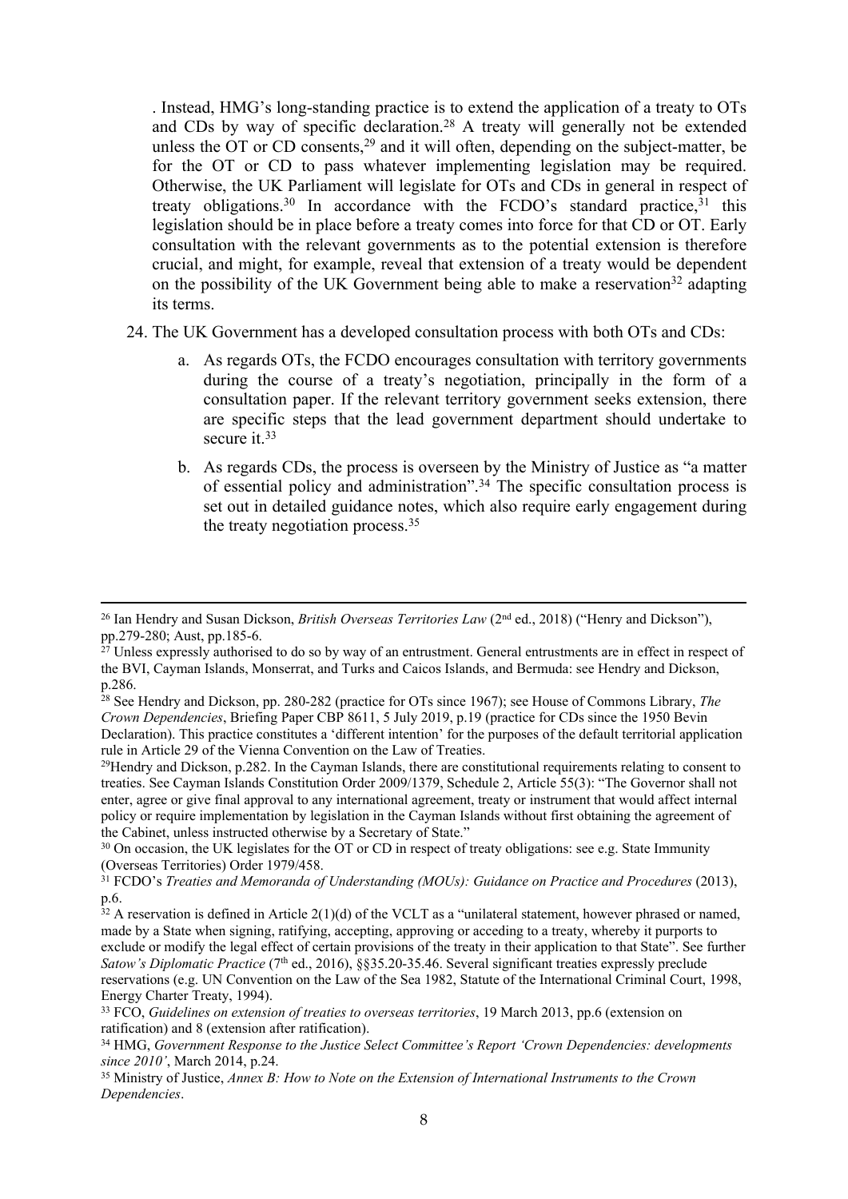. Instead, HMG's long-standing practice is to extend the application of a treaty to OTs and CDs by way of specific declaration.[28] A treaty will generally not be extended unless the OT or CD consents,[29] and it will often, depending on the subject-matter, be for the OT or CD to pass whatever implementing legislation may be required. Otherwise, the UK Parliament will legislate for OTs and CDs in general in respect of treaty obligations.[30] In accordance with the FCDO's standard practice,[31] this legislation should be in place before a treaty comes into force for that CD or OT. Early consultation with the relevant governments as to the potential extension is therefore crucial, and might, for example, reveal that extension of a treaty would be dependent on the possibility of the UK Government being able to make a reservation[32] adapting its terms.

24. The UK Government has a developed consultation process with both OTs and CDs:

    a. As regards OTs, the FCDO encourages consultation with territory governments during the course of a treaty's negotiation, principally in the form of a consultation paper. If the relevant territory government seeks extension, there are specific steps that the lead government department should undertake to secure it.[33]

    b. As regards CDs, the process is overseen by the Ministry of Justice as "a matter of essential policy and administration".[34] The specific consultation process is set out in detailed guidance notes, which also require early engagement during the treaty negotiation process.[35]

---

[26] Ian Hendry and Susan Dickson, *British Overseas Territories Law* (2nd ed., 2018) ("Henry and Dickson"), pp.279-280; Aust, pp.185-6.

[27] Unless expressly authorised to do so by way of an entrustment. General entrustments are in effect in respect of the BVI, Cayman Islands, Monserrat, and Turks and Caicos Islands, and Bermuda: see Hendry and Dickson, p.286.

[28] See Hendry and Dickson, pp. 280-282 (practice for OTs since 1967); see House of Commons Library, *The Crown Dependencies*, Briefing Paper CBP 8611, 5 July 2019, p.19 (practice for CDs since the 1950 Bevin Declaration). This practice constitutes a 'different intention' for the purposes of the default territorial application rule in Article 29 of the Vienna Convention on the Law of Treaties.

[29] Hendry and Dickson, p.282. In the Cayman Islands, there are constitutional requirements relating to consent to treaties. See Cayman Islands Constitution Order 2009/1379, Schedule 2, Article 55(3): "The Governor shall not enter, agree or give final approval to any international agreement, treaty or instrument that would affect internal policy or require implementation by legislation in the Cayman Islands without first obtaining the agreement of the Cabinet, unless instructed otherwise by a Secretary of State."

[30] On occasion, the UK legislates for the OT or CD in respect of treaty obligations: see e.g. State Immunity (Overseas Territories) Order 1979/458.

[31] FCDO's *Treaties and Memoranda of Understanding (MOUs): Guidance on Practice and Procedures* (2013), p.6.

[32] A reservation is defined in Article 2(1)(d) of the VCLT as a "unilateral statement, however phrased or named, made by a State when signing, ratifying, accepting, approving or acceding to a treaty, whereby it purports to exclude or modify the legal effect of certain provisions of the treaty in their application to that State". See further *Satow's Diplomatic Practice* (7th ed., 2016), §§35.20-35.46. Several significant treaties expressly preclude reservations (e.g. UN Convention on the Law of the Sea 1982, Statute of the International Criminal Court, 1998, Energy Charter Treaty, 1994).

[33] FCO, *Guidelines on extension of treaties to overseas territories*, 19 March 2013, pp.6 (extension on ratification) and 8 (extension after ratification).

[34] HMG, *Government Response to the Justice Select Committee's Report 'Crown Dependencies: developments since 2010'*, March 2014, p.24.

[35] Ministry of Justice, *Annex B: How to Note on the Extension of International Instruments to the Crown Dependencies*.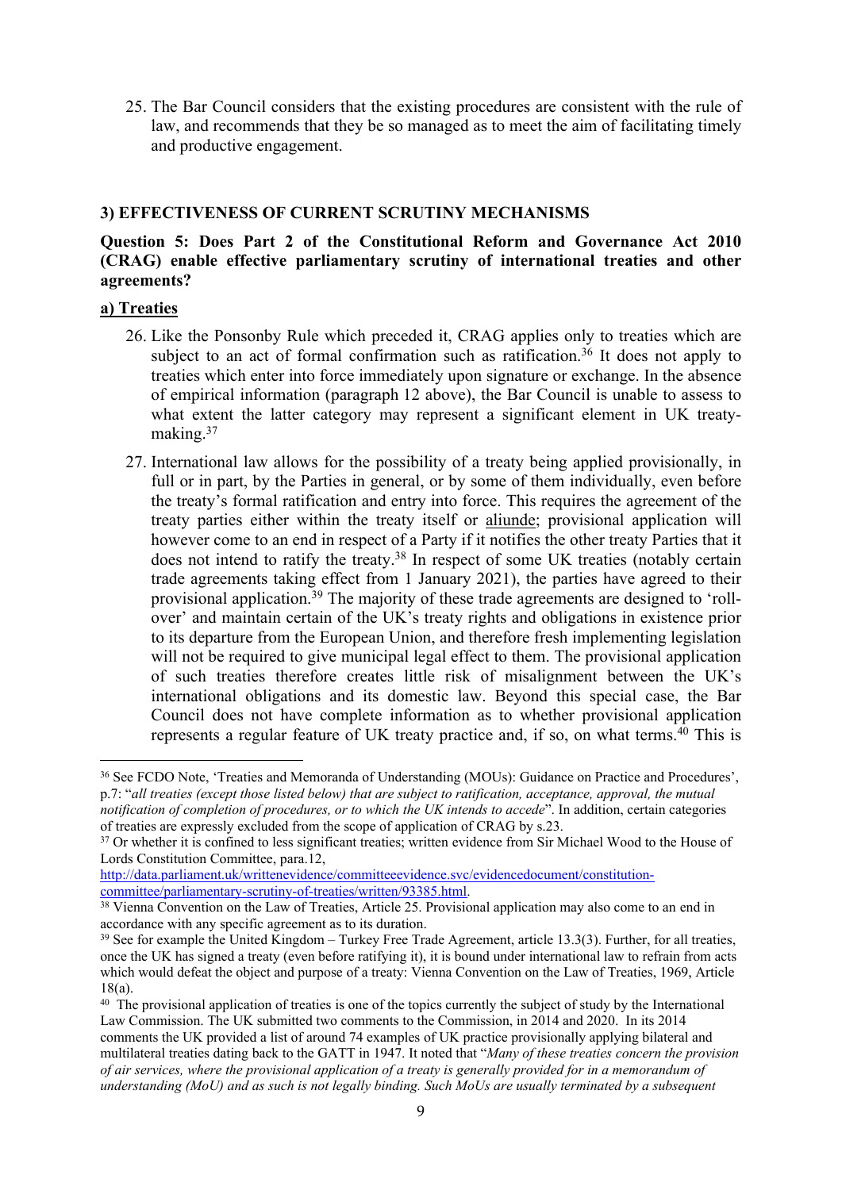25. The Bar Council considers that the existing procedures are consistent with the rule of law, and recommends that they be so managed as to meet the aim of facilitating timely and productive engagement.

## 3) EFFECTIVENESS OF CURRENT SCRUTINY MECHANISMS

### Question 5: Does Part 2 of the Constitutional Reform and Governance Act 2010 (CRAG) enable effective parliamentary scrutiny of international treaties and other agreements?

**a) Treaties**

26. Like the Ponsonby Rule which preceded it, CRAG applies only to treaties which are subject to an act of formal confirmation such as ratification.[36] It does not apply to treaties which enter into force immediately upon signature or exchange. In the absence of empirical information (paragraph 12 above), the Bar Council is unable to assess to what extent the latter category may represent a significant element in UK treaty-making.[37]

27. International law allows for the possibility of a treaty being applied provisionally, in full or in part, by the Parties in general, or by some of them individually, even before the treaty's formal ratification and entry into force. This requires the agreement of the treaty parties either within the treaty itself or aliunde; provisional application will however come to an end in respect of a Party if it notifies the other treaty Parties that it does not intend to ratify the treaty.[38] In respect of some UK treaties (notably certain trade agreements taking effect from 1 January 2021), the parties have agreed to their provisional application.[39] The majority of these trade agreements are designed to 'roll-over' and maintain certain of the UK's treaty rights and obligations in existence prior to its departure from the European Union, and therefore fresh implementing legislation will not be required to give municipal legal effect to them. The provisional application of such treaties therefore creates little risk of misalignment between the UK's international obligations and its domestic law. Beyond this special case, the Bar Council does not have complete information as to whether provisional application represents a regular feature of UK treaty practice and, if so, on what terms.[40] This is

---

[36] See FCDO Note, 'Treaties and Memoranda of Understanding (MOUs): Guidance on Practice and Procedures', p.7: "*all treaties (except those listed below) that are subject to ratification, acceptance, approval, the mutual notification of completion of procedures, or to which the UK intends to accede*". In addition, certain categories of treaties are expressly excluded from the scope of application of CRAG by s.23.

[37] Or whether it is confined to less significant treaties; written evidence from Sir Michael Wood to the House of Lords Constitution Committee, para.12, http://data.parliament.uk/writtenevidence/committeeevidence.svc/evidencedocument/constitution-committee/parliamentary-scrutiny-of-treaties/written/93385.html.

[38] Vienna Convention on the Law of Treaties, Article 25. Provisional application may also come to an end in accordance with any specific agreement as to its duration.

[39] See for example the United Kingdom – Turkey Free Trade Agreement, article 13.3(3). Further, for all treaties, once the UK has signed a treaty (even before ratifying it), it is bound under international law to refrain from acts which would defeat the object and purpose of a treaty: Vienna Convention on the Law of Treaties, 1969, Article 18(a).

[40] The provisional application of treaties is one of the topics currently the subject of study by the International Law Commission. The UK submitted two comments to the Commission, in 2014 and 2020. In its 2014 comments the UK provided a list of around 74 examples of UK practice provisionally applying bilateral and multilateral treaties dating back to the GATT in 1947. It noted that "*Many of these treaties concern the provision of air services, where the provisional application of a treaty is generally provided for in a memorandum of understanding (MoU) and as such is not legally binding. Such MoUs are usually terminated by a subsequent*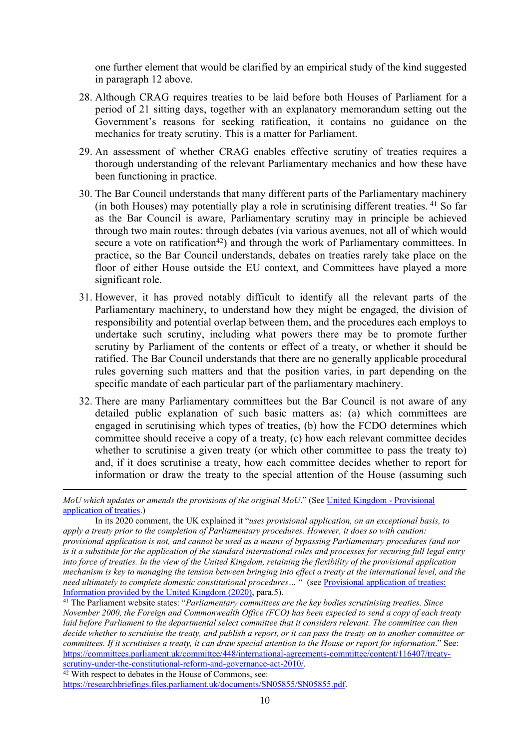one further element that would be clarified by an empirical study of the kind suggested in paragraph 12 above.

28. Although CRAG requires treaties to be laid before both Houses of Parliament for a period of 21 sitting days, together with an explanatory memorandum setting out the Government's reasons for seeking ratification, it contains no guidance on the mechanics for treaty scrutiny. This is a matter for Parliament.

29. An assessment of whether CRAG enables effective scrutiny of treaties requires a thorough understanding of the relevant Parliamentary mechanics and how these have been functioning in practice.

30. The Bar Council understands that many different parts of the Parliamentary machinery (in both Houses) may potentially play a role in scrutinising different treaties. [41] So far as the Bar Council is aware, Parliamentary scrutiny may in principle be achieved through two main routes: through debates (via various avenues, not all of which would secure a vote on ratification[42]) and through the work of Parliamentary committees. In practice, so the Bar Council understands, debates on treaties rarely take place on the floor of either House outside the EU context, and Committees have played a more significant role.

31. However, it has proved notably difficult to identify all the relevant parts of the Parliamentary machinery, to understand how they might be engaged, the division of responsibility and potential overlap between them, and the procedures each employs to undertake such scrutiny, including what powers there may be to promote further scrutiny by Parliament of the contents or effect of a treaty, or whether it should be ratified. The Bar Council understands that there are no generally applicable procedural rules governing such matters and that the position varies, in part depending on the specific mandate of each particular part of the parliamentary machinery.

32. There are many Parliamentary committees but the Bar Council is not aware of any detailed public explanation of such basic matters as: (a) which committees are engaged in scrutinising which types of treaties, (b) how the FCDO determines which committee should receive a copy of a treaty, (c) how each relevant committee decides whether to scrutinise a given treaty (or which other committee to pass the treaty to) and, if it does scrutinise a treaty, how each committee decides whether to report for information or draw the treaty to the special attention of the House (assuming such

---

*MoU which updates or amends the provisions of the original MoU*." (See [United Kingdom - Provisional application of treaties](#).)

In its 2020 comment, the UK explained it "*uses provisional application, on an exceptional basis, to apply a treaty prior to the completion of Parliamentary procedures. However, it does so with caution: provisional application is not, and cannot be used as a means of bypassing Parliamentary procedures (and nor is it a substitute for the application of the standard international rules and processes for securing full legal entry into force of treaties. In the view of the United Kingdom, retaining the flexibility of the provisional application mechanism is key to managing the tension between bringing into effect a treaty at the international level, and the need ultimately to complete domestic constitutional procedures…* " (see [Provisional application of treaties: Information provided by the United Kingdom (2020)](#), para.5).

[41] The Parliament website states: "*Parliamentary committees are the key bodies scrutinising treaties. Since November 2000, the Foreign and Commonwealth Office (FCO) has been expected to send a copy of each treaty laid before Parliament to the departmental select committee that it considers relevant. The committee can then decide whether to scrutinise the treaty, and publish a report, or it can pass the treaty on to another committee or committees. If it scrutinises a treaty, it can draw special attention to the House or report for information.*" See: https://committees.parliament.uk/committee/448/international-agreements-committee/content/116407/treaty-scrutiny-under-the-constitutional-reform-and-governance-act-2010/.

[42] With respect to debates in the House of Commons, see: https://researchbriefings.files.parliament.uk/documents/SN05855/SN05855.pdf.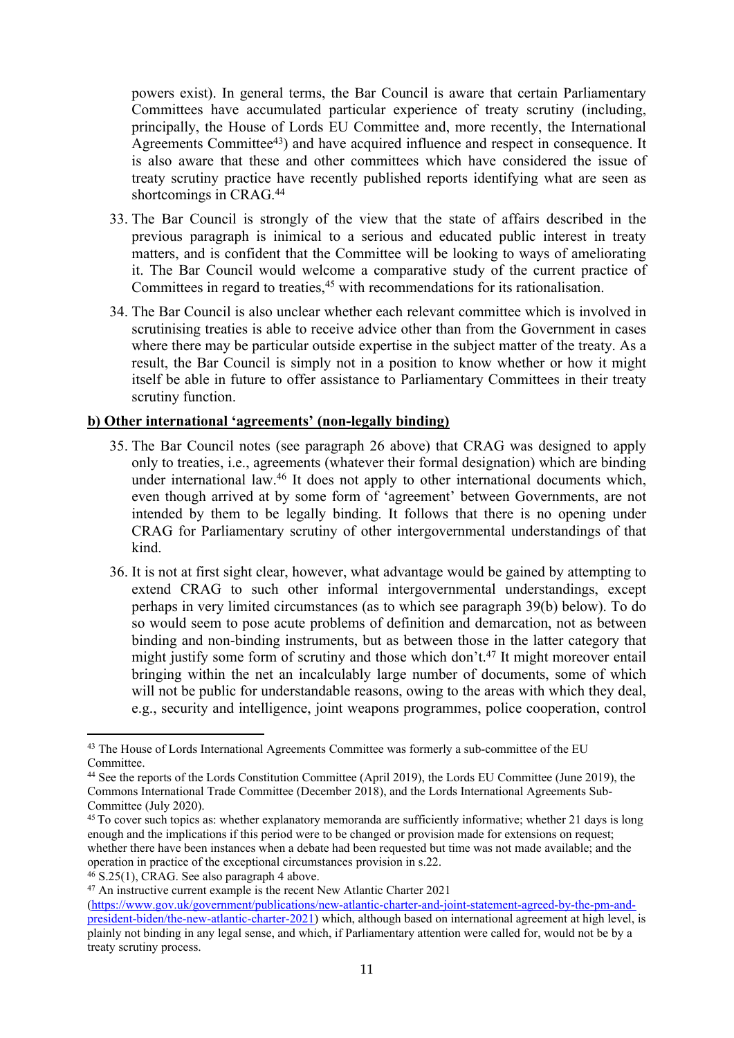powers exist). In general terms, the Bar Council is aware that certain Parliamentary Committees have accumulated particular experience of treaty scrutiny (including, principally, the House of Lords EU Committee and, more recently, the International Agreements Committee[43]) and have acquired influence and respect in consequence. It is also aware that these and other committees which have considered the issue of treaty scrutiny practice have recently published reports identifying what are seen as shortcomings in CRAG.[44]

33. The Bar Council is strongly of the view that the state of affairs described in the previous paragraph is inimical to a serious and educated public interest in treaty matters, and is confident that the Committee will be looking to ways of ameliorating it. The Bar Council would welcome a comparative study of the current practice of Committees in regard to treaties,[45] with recommendations for its rationalisation.

34. The Bar Council is also unclear whether each relevant committee which is involved in scrutinising treaties is able to receive advice other than from the Government in cases where there may be particular outside expertise in the subject matter of the treaty. As a result, the Bar Council is simply not in a position to know whether or how it might itself be able in future to offer assistance to Parliamentary Committees in their treaty scrutiny function.

**b) Other international 'agreements' (non-legally binding)**

35. The Bar Council notes (see paragraph 26 above) that CRAG was designed to apply only to treaties, i.e., agreements (whatever their formal designation) which are binding under international law.[46] It does not apply to other international documents which, even though arrived at by some form of 'agreement' between Governments, are not intended by them to be legally binding. It follows that there is no opening under CRAG for Parliamentary scrutiny of other intergovernmental understandings of that kind.

36. It is not at first sight clear, however, what advantage would be gained by attempting to extend CRAG to such other informal intergovernmental understandings, except perhaps in very limited circumstances (as to which see paragraph 39(b) below). To do so would seem to pose acute problems of definition and demarcation, not as between binding and non-binding instruments, but as between those in the latter category that might justify some form of scrutiny and those which don't.[47] It might moreover entail bringing within the net an incalculably large number of documents, some of which will not be public for understandable reasons, owing to the areas with which they deal, e.g., security and intelligence, joint weapons programmes, police cooperation, control

---

[43] The House of Lords International Agreements Committee was formerly a sub-committee of the EU Committee.

[44] See the reports of the Lords Constitution Committee (April 2019), the Lords EU Committee (June 2019), the Commons International Trade Committee (December 2018), and the Lords International Agreements Sub-Committee (July 2020).

[45] To cover such topics as: whether explanatory memoranda are sufficiently informative; whether 21 days is long enough and the implications if this period were to be changed or provision made for extensions on request; whether there have been instances when a debate had been requested but time was not made available; and the operation in practice of the exceptional circumstances provision in s.22.

[46] S.25(1), CRAG. See also paragraph 4 above.

[47] An instructive current example is the recent New Atlantic Charter 2021 (https://www.gov.uk/government/publications/new-atlantic-charter-and-joint-statement-agreed-by-the-pm-and-president-biden/the-new-atlantic-charter-2021) which, although based on international agreement at high level, is plainly not binding in any legal sense, and which, if Parliamentary attention were called for, would not be by a treaty scrutiny process.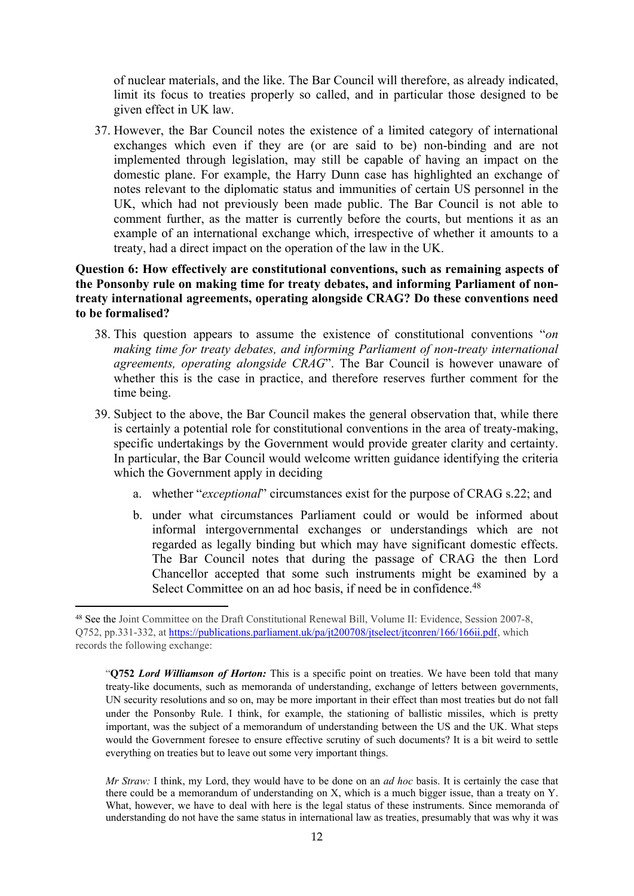of nuclear materials, and the like. The Bar Council will therefore, as already indicated, limit its focus to treaties properly so called, and in particular those designed to be given effect in UK law.

37. However, the Bar Council notes the existence of a limited category of international exchanges which even if they are (or are said to be) non-binding and are not implemented through legislation, may still be capable of having an impact on the domestic plane. For example, the Harry Dunn case has highlighted an exchange of notes relevant to the diplomatic status and immunities of certain US personnel in the UK, which had not previously been made public. The Bar Council is not able to comment further, as the matter is currently before the courts, but mentions it as an example of an international exchange which, irrespective of whether it amounts to a treaty, had a direct impact on the operation of the law in the UK.

**Question 6: How effectively are constitutional conventions, such as remaining aspects of the Ponsonby rule on making time for treaty debates, and informing Parliament of non-treaty international agreements, operating alongside CRAG? Do these conventions need to be formalised?**

38. This question appears to assume the existence of constitutional conventions "*on making time for treaty debates, and informing Parliament of non-treaty international agreements, operating alongside CRAG*". The Bar Council is however unaware of whether this is the case in practice, and therefore reserves further comment for the time being.

39. Subject to the above, the Bar Council makes the general observation that, while there is certainly a potential role for constitutional conventions in the area of treaty-making, specific undertakings by the Government would provide greater clarity and certainty. In particular, the Bar Council would welcome written guidance identifying the criteria which the Government apply in deciding

    a. whether "*exceptional*" circumstances exist for the purpose of CRAG s.22; and

    b. under what circumstances Parliament could or would be informed about informal intergovernmental exchanges or understandings which are not regarded as legally binding but which may have significant domestic effects. The Bar Council notes that during the passage of CRAG the then Lord Chancellor accepted that some such instruments might be examined by a Select Committee on an ad hoc basis, if need be in confidence.[48]

---

[48] See the Joint Committee on the Draft Constitutional Renewal Bill, Volume II: Evidence, Session 2007-8, Q752, pp.331-332, at https://publications.parliament.uk/pa/jt200708/jtselect/jtconren/166/166ii.pdf, which records the following exchange:

> "**Q752** ***Lord Williamson of Horton:*** This is a specific point on treaties. We have been told that many treaty-like documents, such as memoranda of understanding, exchange of letters between governments, UN security resolutions and so on, may be more important in their effect than most treaties but do not fall under the Ponsonby Rule. I think, for example, the stationing of ballistic missiles, which is pretty important, was the subject of a memorandum of understanding between the US and the UK. What steps would the Government foresee to ensure effective scrutiny of such documents? It is a bit weird to settle everything on treaties but to leave out some very important things.
>
> *Mr Straw:* I think, my Lord, they would have to be done on an *ad hoc* basis. It is certainly the case that there could be a memorandum of understanding on X, which is a much bigger issue, than a treaty on Y. What, however, we have to deal with here is the legal status of these instruments. Since memoranda of understanding do not have the same status in international law as treaties, presumably that was why it was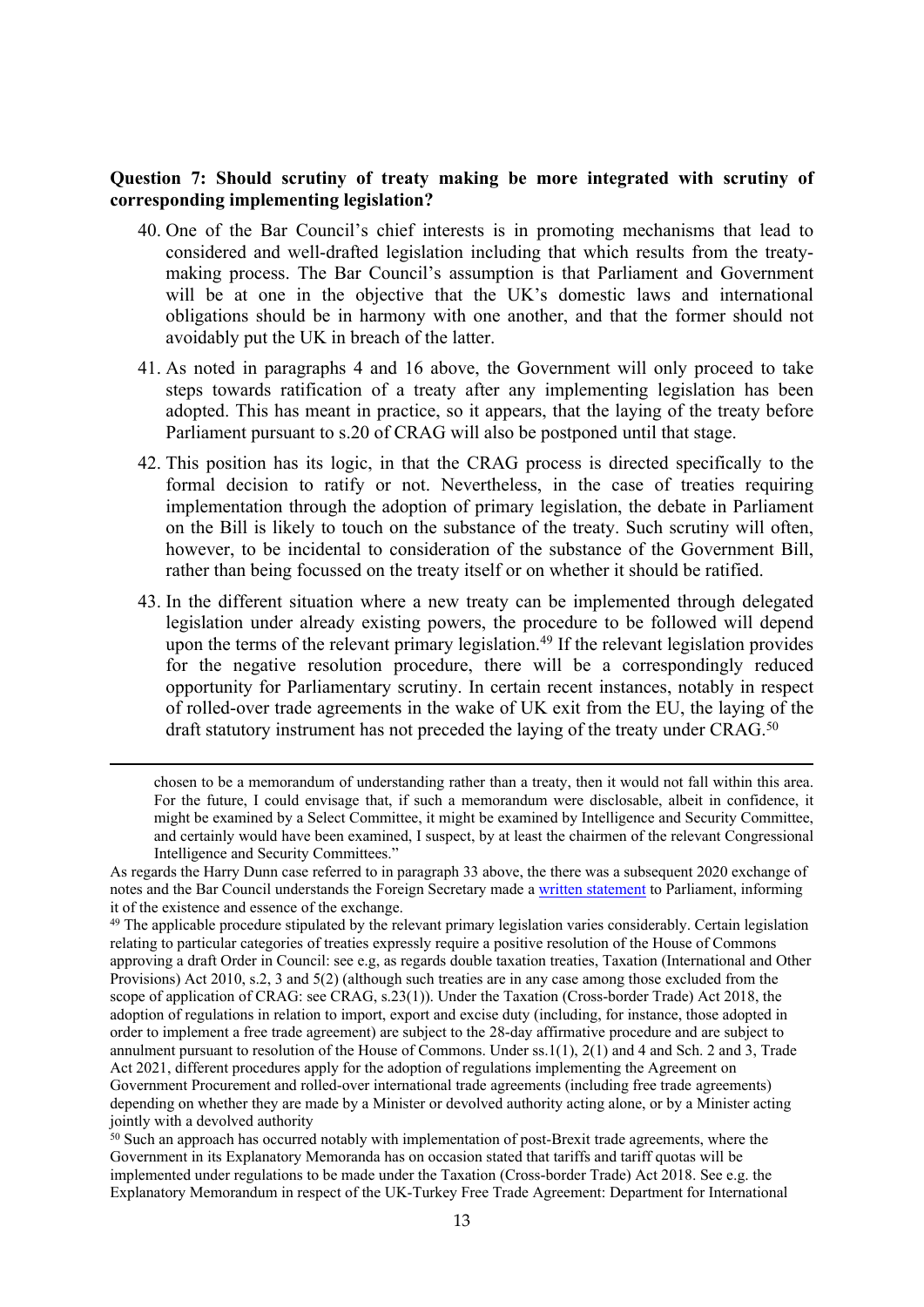**Question 7: Should scrutiny of treaty making be more integrated with scrutiny of corresponding implementing legislation?**

40. One of the Bar Council's chief interests is in promoting mechanisms that lead to considered and well-drafted legislation including that which results from the treaty-making process. The Bar Council's assumption is that Parliament and Government will be at one in the objective that the UK's domestic laws and international obligations should be in harmony with one another, and that the former should not avoidably put the UK in breach of the latter.

41. As noted in paragraphs 4 and 16 above, the Government will only proceed to take steps towards ratification of a treaty after any implementing legislation has been adopted. This has meant in practice, so it appears, that the laying of the treaty before Parliament pursuant to s.20 of CRAG will also be postponed until that stage.

42. This position has its logic, in that the CRAG process is directed specifically to the formal decision to ratify or not. Nevertheless, in the case of treaties requiring implementation through the adoption of primary legislation, the debate in Parliament on the Bill is likely to touch on the substance of the treaty. Such scrutiny will often, however, to be incidental to consideration of the substance of the Government Bill, rather than being focussed on the treaty itself or on whether it should be ratified.

43. In the different situation where a new treaty can be implemented through delegated legislation under already existing powers, the procedure to be followed will depend upon the terms of the relevant primary legislation.[49] If the relevant legislation provides for the negative resolution procedure, there will be a correspondingly reduced opportunity for Parliamentary scrutiny. In certain recent instances, notably in respect of rolled-over trade agreements in the wake of UK exit from the EU, the laying of the draft statutory instrument has not preceded the laying of the treaty under CRAG.[50]

---

chosen to be a memorandum of understanding rather than a treaty, then it would not fall within this area. For the future, I could envisage that, if such a memorandum were disclosable, albeit in confidence, it might be examined by a Select Committee, it might be examined by Intelligence and Security Committee, and certainly would have been examined, I suspect, by at least the chairmen of the relevant Congressional Intelligence and Security Committees."

As regards the Harry Dunn case referred to in paragraph 33 above, the there was a subsequent 2020 exchange of notes and the Bar Council understands the Foreign Secretary made a written statement to Parliament, informing it of the existence and essence of the exchange.

[49] The applicable procedure stipulated by the relevant primary legislation varies considerably. Certain legislation relating to particular categories of treaties expressly require a positive resolution of the House of Commons approving a draft Order in Council: see e.g, as regards double taxation treaties, Taxation (International and Other Provisions) Act 2010, s.2, 3 and 5(2) (although such treaties are in any case among those excluded from the scope of application of CRAG: see CRAG, s.23(1)). Under the Taxation (Cross-border Trade) Act 2018, the adoption of regulations in relation to import, export and excise duty (including, for instance, those adopted in order to implement a free trade agreement) are subject to the 28-day affirmative procedure and are subject to annulment pursuant to resolution of the House of Commons. Under ss.1(1), 2(1) and 4 and Sch. 2 and 3, Trade Act 2021, different procedures apply for the adoption of regulations implementing the Agreement on Government Procurement and rolled-over international trade agreements (including free trade agreements) depending on whether they are made by a Minister or devolved authority acting alone, or by a Minister acting jointly with a devolved authority

[50] Such an approach has occurred notably with implementation of post-Brexit trade agreements, where the Government in its Explanatory Memoranda has on occasion stated that tariffs and tariff quotas will be implemented under regulations to be made under the Taxation (Cross-border Trade) Act 2018. See e.g. the Explanatory Memorandum in respect of the UK-Turkey Free Trade Agreement: Department for International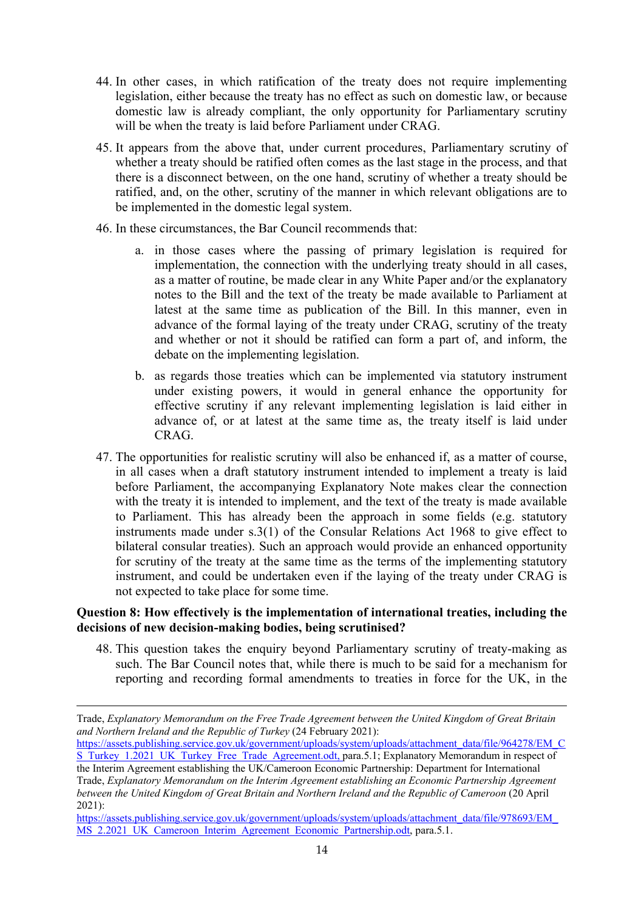44. In other cases, in which ratification of the treaty does not require implementing legislation, either because the treaty has no effect as such on domestic law, or because domestic law is already compliant, the only opportunity for Parliamentary scrutiny will be when the treaty is laid before Parliament under CRAG.

45. It appears from the above that, under current procedures, Parliamentary scrutiny of whether a treaty should be ratified often comes as the last stage in the process, and that there is a disconnect between, on the one hand, scrutiny of whether a treaty should be ratified, and, on the other, scrutiny of the manner in which relevant obligations are to be implemented in the domestic legal system.

46. In these circumstances, the Bar Council recommends that:

    a. in those cases where the passing of primary legislation is required for implementation, the connection with the underlying treaty should in all cases, as a matter of routine, be made clear in any White Paper and/or the explanatory notes to the Bill and the text of the treaty be made available to Parliament at latest at the same time as publication of the Bill. In this manner, even in advance of the formal laying of the treaty under CRAG, scrutiny of the treaty and whether or not it should be ratified can form a part of, and inform, the debate on the implementing legislation.

    b. as regards those treaties which can be implemented via statutory instrument under existing powers, it would in general enhance the opportunity for effective scrutiny if any relevant implementing legislation is laid either in advance of, or at latest at the same time as, the treaty itself is laid under CRAG.

47. The opportunities for realistic scrutiny will also be enhanced if, as a matter of course, in all cases when a draft statutory instrument intended to implement a treaty is laid before Parliament, the accompanying Explanatory Note makes clear the connection with the treaty it is intended to implement, and the text of the treaty is made available to Parliament. This has already been the approach in some fields (e.g. statutory instruments made under s.3(1) of the Consular Relations Act 1968 to give effect to bilateral consular treaties). Such an approach would provide an enhanced opportunity for scrutiny of the treaty at the same time as the terms of the implementing statutory instrument, and could be undertaken even if the laying of the treaty under CRAG is not expected to take place for some time.

**Question 8: How effectively is the implementation of international treaties, including the decisions of new decision-making bodies, being scrutinised?**

48. This question takes the enquiry beyond Parliamentary scrutiny of treaty-making as such. The Bar Council notes that, while there is much to be said for a mechanism for reporting and recording formal amendments to treaties in force for the UK, in the

---

Trade, *Explanatory Memorandum on the Free Trade Agreement between the United Kingdom of Great Britain and Northern Ireland and the Republic of Turkey* (24 February 2021): https://assets.publishing.service.gov.uk/government/uploads/system/uploads/attachment_data/file/964278/EM_CS_Turkey_1.2021_UK_Turkey_Free_Trade_Agreement.odt, para.5.1; Explanatory Memorandum in respect of the Interim Agreement establishing the UK/Cameroon Economic Partnership: Department for International Trade, *Explanatory Memorandum on the Interim Agreement establishing an Economic Partnership Agreement between the United Kingdom of Great Britain and Northern Ireland and the Republic of Cameroon* (20 April 2021): https://assets.publishing.service.gov.uk/government/uploads/system/uploads/attachment_data/file/978693/EM_MS_2.2021_UK_Cameroon_Interim_Agreement_Economic_Partnership.odt, para.5.1.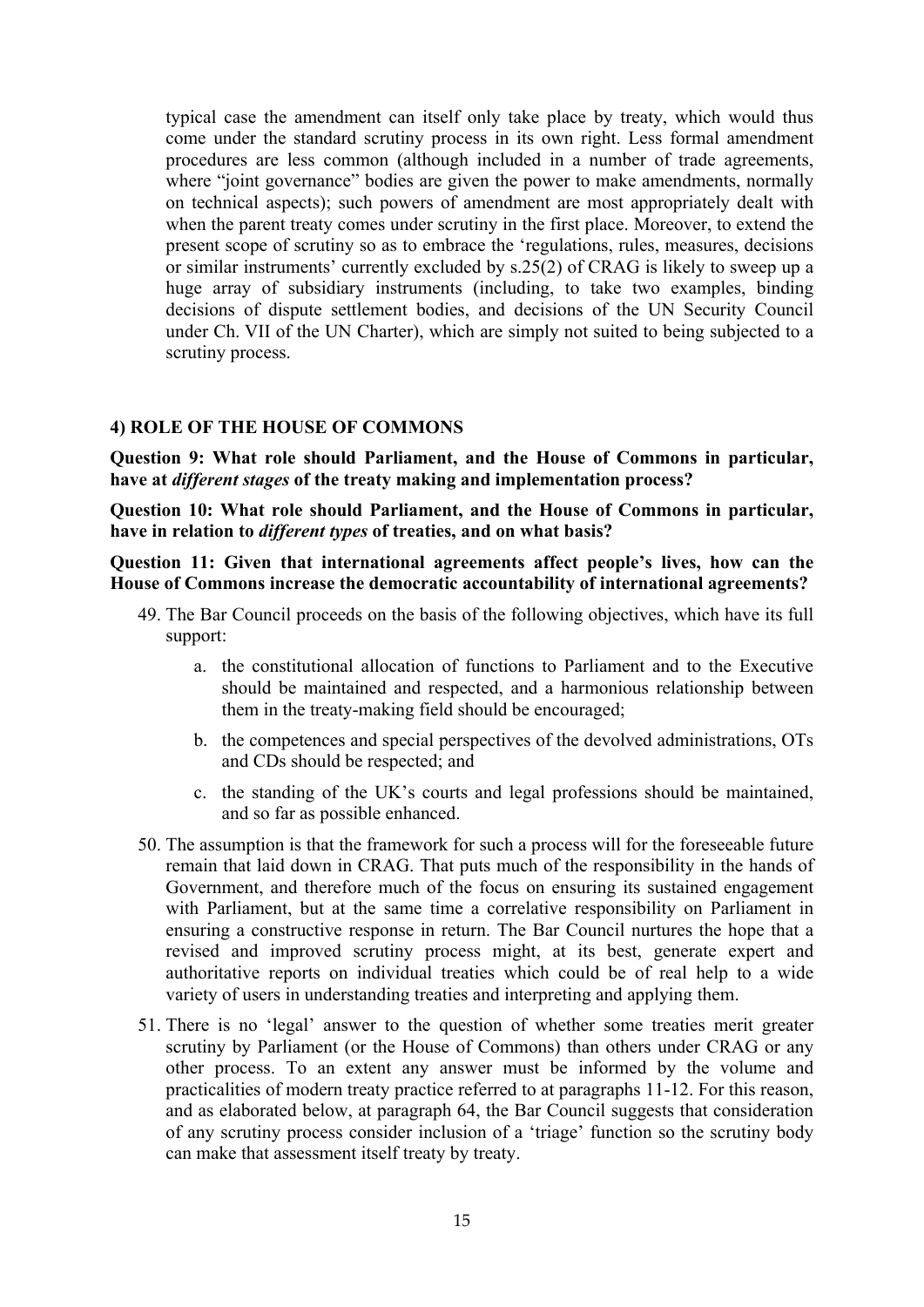typical case the amendment can itself only take place by treaty, which would thus come under the standard scrutiny process in its own right. Less formal amendment procedures are less common (although included in a number of trade agreements, where "joint governance" bodies are given the power to make amendments, normally on technical aspects); such powers of amendment are most appropriately dealt with when the parent treaty comes under scrutiny in the first place. Moreover, to extend the present scope of scrutiny so as to embrace the 'regulations, rules, measures, decisions or similar instruments' currently excluded by s.25(2) of CRAG is likely to sweep up a huge array of subsidiary instruments (including, to take two examples, binding decisions of dispute settlement bodies, and decisions of the UN Security Council under Ch. VII of the UN Charter), which are simply not suited to being subjected to a scrutiny process.

## 4) ROLE OF THE HOUSE OF COMMONS

**Question 9: What role should Parliament, and the House of Commons in particular, have at *different stages* of the treaty making and implementation process?**

**Question 10: What role should Parliament, and the House of Commons in particular, have in relation to *different types* of treaties, and on what basis?**

**Question 11: Given that international agreements affect people's lives, how can the House of Commons increase the democratic accountability of international agreements?**

49. The Bar Council proceeds on the basis of the following objectives, which have its full support:

    a. the constitutional allocation of functions to Parliament and to the Executive should be maintained and respected, and a harmonious relationship between them in the treaty-making field should be encouraged;

    b. the competences and special perspectives of the devolved administrations, OTs and CDs should be respected; and

    c. the standing of the UK's courts and legal professions should be maintained, and so far as possible enhanced.

50. The assumption is that the framework for such a process will for the foreseeable future remain that laid down in CRAG. That puts much of the responsibility in the hands of Government, and therefore much of the focus on ensuring its sustained engagement with Parliament, but at the same time a correlative responsibility on Parliament in ensuring a constructive response in return. The Bar Council nurtures the hope that a revised and improved scrutiny process might, at its best, generate expert and authoritative reports on individual treaties which could be of real help to a wide variety of users in understanding treaties and interpreting and applying them.

51. There is no 'legal' answer to the question of whether some treaties merit greater scrutiny by Parliament (or the House of Commons) than others under CRAG or any other process. To an extent any answer must be informed by the volume and practicalities of modern treaty practice referred to at paragraphs 11-12. For this reason, and as elaborated below, at paragraph 64, the Bar Council suggests that consideration of any scrutiny process consider inclusion of a 'triage' function so the scrutiny body can make that assessment itself treaty by treaty.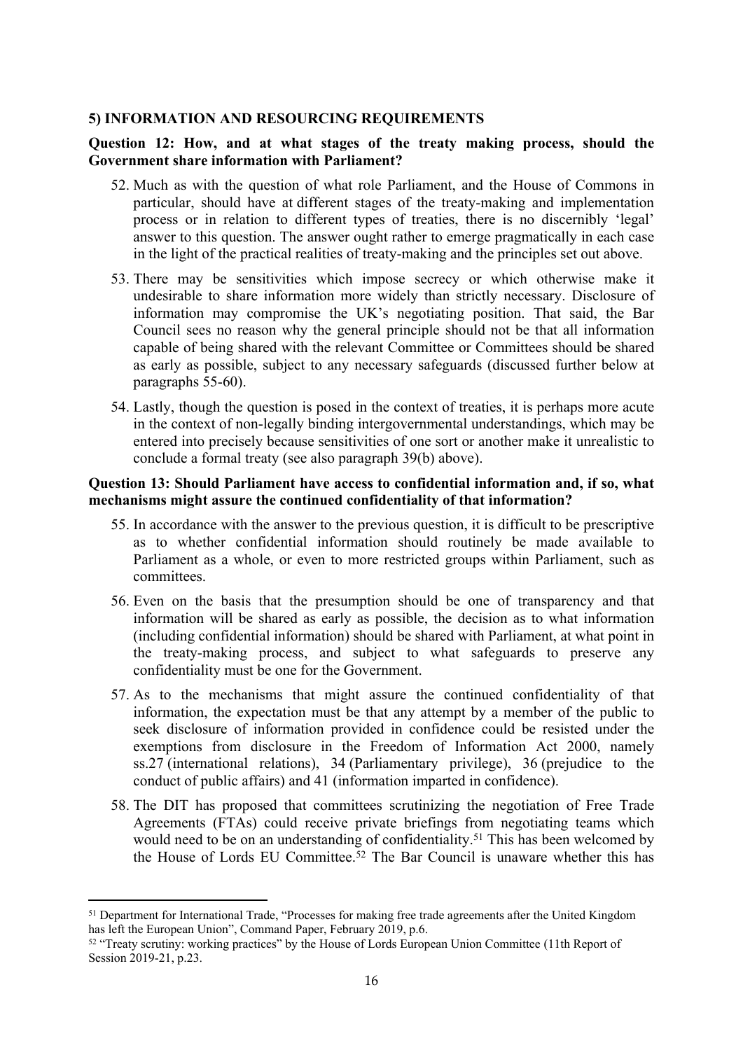**5) INFORMATION AND RESOURCING REQUIREMENTS**

**Question 12: How, and at what stages of the treaty making process, should the Government share information with Parliament?**

52. Much as with the question of what role Parliament, and the House of Commons in particular, should have at different stages of the treaty-making and implementation process or in relation to different types of treaties, there is no discernibly 'legal' answer to this question. The answer ought rather to emerge pragmatically in each case in the light of the practical realities of treaty-making and the principles set out above.

53. There may be sensitivities which impose secrecy or which otherwise make it undesirable to share information more widely than strictly necessary. Disclosure of information may compromise the UK's negotiating position. That said, the Bar Council sees no reason why the general principle should not be that all information capable of being shared with the relevant Committee or Committees should be shared as early as possible, subject to any necessary safeguards (discussed further below at paragraphs 55-60).

54. Lastly, though the question is posed in the context of treaties, it is perhaps more acute in the context of non-legally binding intergovernmental understandings, which may be entered into precisely because sensitivities of one sort or another make it unrealistic to conclude a formal treaty (see also paragraph 39(b) above).

**Question 13: Should Parliament have access to confidential information and, if so, what mechanisms might assure the continued confidentiality of that information?**

55. In accordance with the answer to the previous question, it is difficult to be prescriptive as to whether confidential information should routinely be made available to Parliament as a whole, or even to more restricted groups within Parliament, such as committees.

56. Even on the basis that the presumption should be one of transparency and that information will be shared as early as possible, the decision as to what information (including confidential information) should be shared with Parliament, at what point in the treaty-making process, and subject to what safeguards to preserve any confidentiality must be one for the Government.

57. As to the mechanisms that might assure the continued confidentiality of that information, the expectation must be that any attempt by a member of the public to seek disclosure of information provided in confidence could be resisted under the exemptions from disclosure in the Freedom of Information Act 2000, namely ss.27 (international relations), 34 (Parliamentary privilege), 36 (prejudice to the conduct of public affairs) and 41 (information imparted in confidence).

58. The DIT has proposed that committees scrutinizing the negotiation of Free Trade Agreements (FTAs) could receive private briefings from negotiating teams which would need to be on an understanding of confidentiality.[51] This has been welcomed by the House of Lords EU Committee.[52] The Bar Council is unaware whether this has

---

[51] Department for International Trade, "Processes for making free trade agreements after the United Kingdom has left the European Union", Command Paper, February 2019, p.6.

[52] "Treaty scrutiny: working practices" by the House of Lords European Union Committee (11th Report of Session 2019-21, p.23.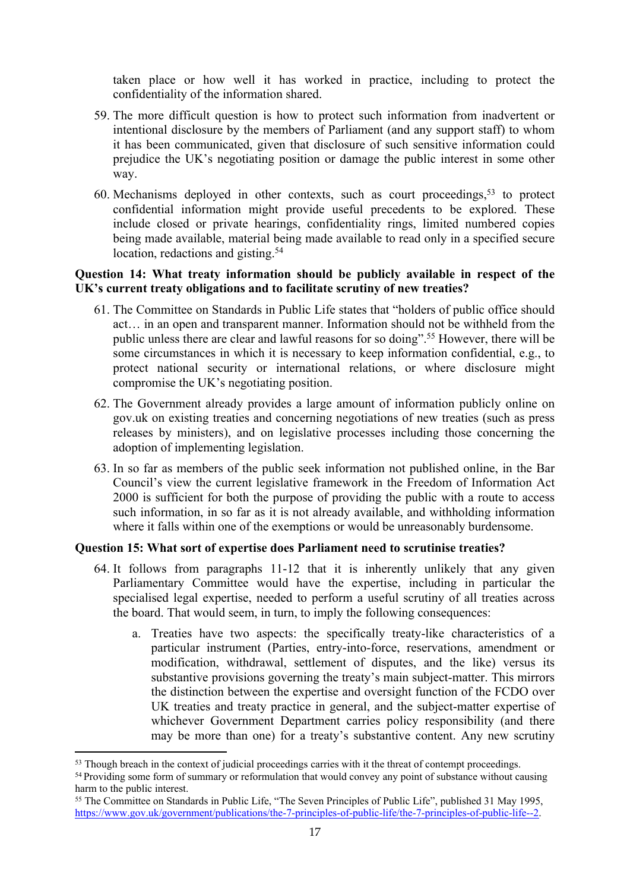taken place or how well it has worked in practice, including to protect the confidentiality of the information shared.

59. The more difficult question is how to protect such information from inadvertent or intentional disclosure by the members of Parliament (and any support staff) to whom it has been communicated, given that disclosure of such sensitive information could prejudice the UK's negotiating position or damage the public interest in some other way.

60. Mechanisms deployed in other contexts, such as court proceedings,[53] to protect confidential information might provide useful precedents to be explored. These include closed or private hearings, confidentiality rings, limited numbered copies being made available, material being made available to read only in a specified secure location, redactions and gisting.[54]

**Question 14: What treaty information should be publicly available in respect of the UK's current treaty obligations and to facilitate scrutiny of new treaties?**

61. The Committee on Standards in Public Life states that "holders of public office should act… in an open and transparent manner. Information should not be withheld from the public unless there are clear and lawful reasons for so doing".[55] However, there will be some circumstances in which it is necessary to keep information confidential, e.g., to protect national security or international relations, or where disclosure might compromise the UK's negotiating position.

62. The Government already provides a large amount of information publicly online on gov.uk on existing treaties and concerning negotiations of new treaties (such as press releases by ministers), and on legislative processes including those concerning the adoption of implementing legislation.

63. In so far as members of the public seek information not published online, in the Bar Council's view the current legislative framework in the Freedom of Information Act 2000 is sufficient for both the purpose of providing the public with a route to access such information, in so far as it is not already available, and withholding information where it falls within one of the exemptions or would be unreasonably burdensome.

**Question 15: What sort of expertise does Parliament need to scrutinise treaties?**

64. It follows from paragraphs 11-12 that it is inherently unlikely that any given Parliamentary Committee would have the expertise, including in particular the specialised legal expertise, needed to perform a useful scrutiny of all treaties across the board. That would seem, in turn, to imply the following consequences:

    a. Treaties have two aspects: the specifically treaty-like characteristics of a particular instrument (Parties, entry-into-force, reservations, amendment or modification, withdrawal, settlement of disputes, and the like) versus its substantive provisions governing the treaty's main subject-matter. This mirrors the distinction between the expertise and oversight function of the FCDO over UK treaties and treaty practice in general, and the subject-matter expertise of whichever Government Department carries policy responsibility (and there may be more than one) for a treaty's substantive content. Any new scrutiny

---

[53] Though breach in the context of judicial proceedings carries with it the threat of contempt proceedings.

[54] Providing some form of summary or reformulation that would convey any point of substance without causing harm to the public interest.

[55] The Committee on Standards in Public Life, "The Seven Principles of Public Life", published 31 May 1995, https://www.gov.uk/government/publications/the-7-principles-of-public-life/the-7-principles-of-public-life--2.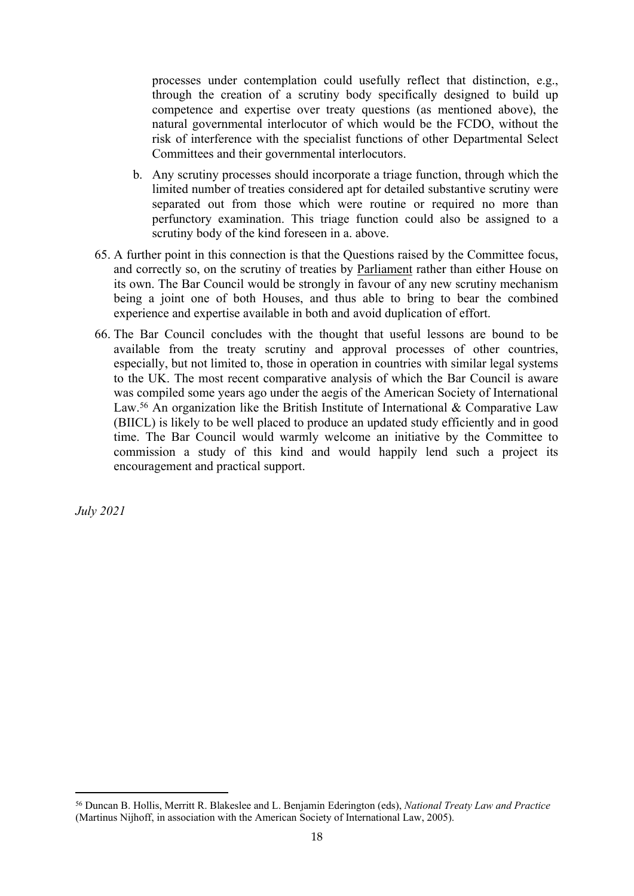processes under contemplation could usefully reflect that distinction, e.g., through the creation of a scrutiny body specifically designed to build up competence and expertise over treaty questions (as mentioned above), the natural governmental interlocutor of which would be the FCDO, without the risk of interference with the specialist functions of other Departmental Select Committees and their governmental interlocutors.

   b. Any scrutiny processes should incorporate a triage function, through which the limited number of treaties considered apt for detailed substantive scrutiny were separated out from those which were routine or required no more than perfunctory examination. This triage function could also be assigned to a scrutiny body of the kind foreseen in a. above.

65. A further point in this connection is that the Questions raised by the Committee focus, and correctly so, on the scrutiny of treaties by <u>Parliament</u> rather than either House on its own. The Bar Council would be strongly in favour of any new scrutiny mechanism being a joint one of both Houses, and thus able to bring to bear the combined experience and expertise available in both and avoid duplication of effort.

66. The Bar Council concludes with the thought that useful lessons are bound to be available from the treaty scrutiny and approval processes of other countries, especially, but not limited to, those in operation in countries with similar legal systems to the UK. The most recent comparative analysis of which the Bar Council is aware was compiled some years ago under the aegis of the American Society of International Law.[56] An organization like the British Institute of International & Comparative Law (BIICL) is likely to be well placed to produce an updated study efficiently and in good time. The Bar Council would warmly welcome an initiative by the Committee to commission a study of this kind and would happily lend such a project its encouragement and practical support.

*July 2021*

---

[56] Duncan B. Hollis, Merritt R. Blakeslee and L. Benjamin Ederington (eds), *National Treaty Law and Practice* (Martinus Nijhoff, in association with the American Society of International Law, 2005).